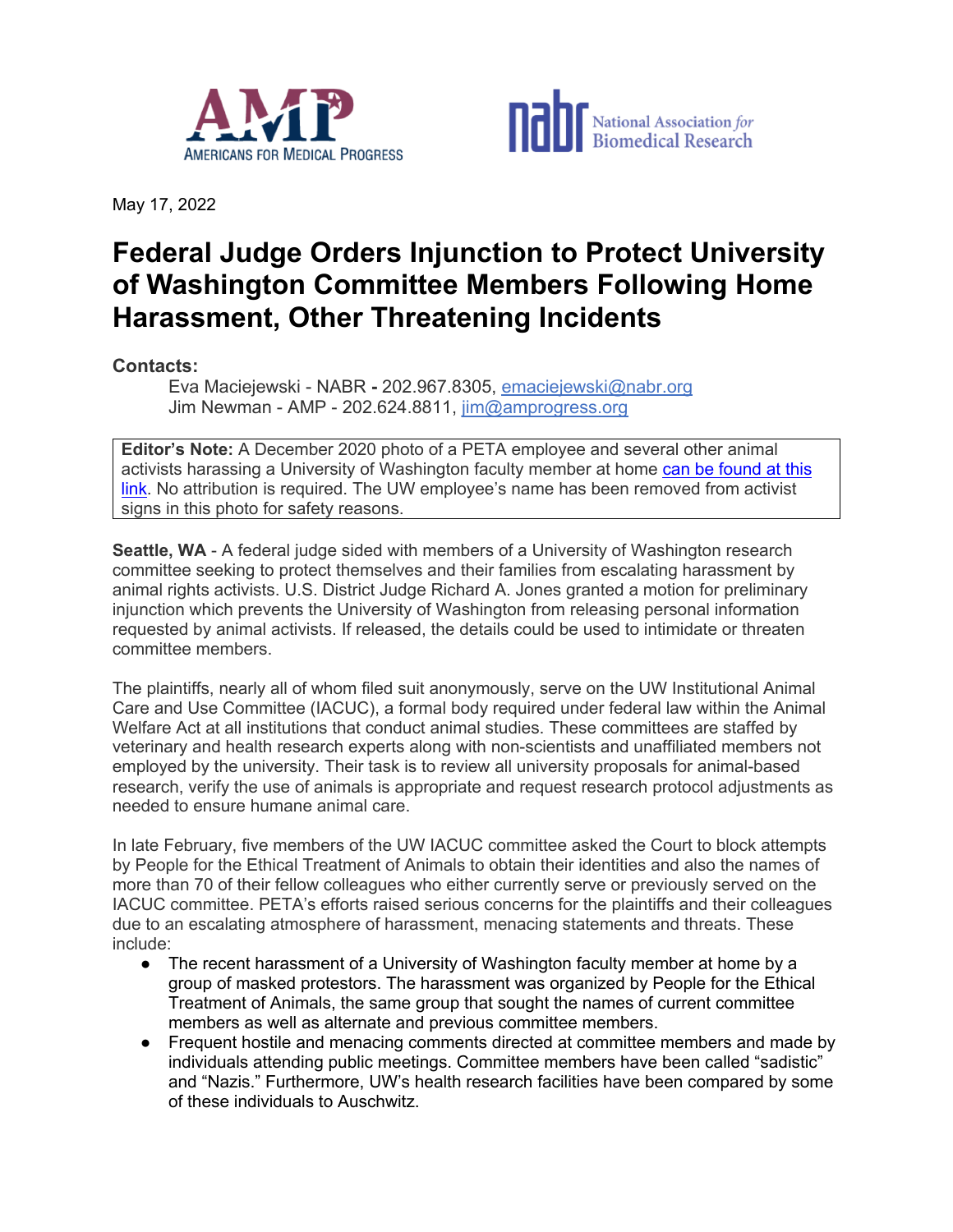AMP — AMERICANS FOR MEDICAL PROGRESS

nabr — National Association *for* Biomedical Research

May 17, 2022

# Federal Judge Orders Injunction to Protect University of Washington Committee Members Following Home Harassment, Other Threatening Incidents

**Contacts:**

Eva Maciejewski - NABR **-** 202.967.8305, emaciejewski@nabr.org
Jim Newman - AMP - 202.624.8811, jim@amprogress.org

> **Editor's Note:** A December 2020 photo of a PETA employee and several other animal activists harassing a University of Washington faculty member at home can be found at this link. No attribution is required. The UW employee's name has been removed from activist signs in this photo for safety reasons.

**Seattle, WA** - A federal judge sided with members of a University of Washington research committee seeking to protect themselves and their families from escalating harassment by animal rights activists. U.S. District Judge Richard A. Jones granted a motion for preliminary injunction which prevents the University of Washington from releasing personal information requested by animal activists. If released, the details could be used to intimidate or threaten committee members.

The plaintiffs, nearly all of whom filed suit anonymously, serve on the UW Institutional Animal Care and Use Committee (IACUC), a formal body required under federal law within the Animal Welfare Act at all institutions that conduct animal studies. These committees are staffed by veterinary and health research experts along with non-scientists and unaffiliated members not employed by the university. Their task is to review all university proposals for animal-based research, verify the use of animals is appropriate and request research protocol adjustments as needed to ensure humane animal care.

In late February, five members of the UW IACUC committee asked the Court to block attempts by People for the Ethical Treatment of Animals to obtain their identities and also the names of more than 70 of their fellow colleagues who either currently serve or previously served on the IACUC committee. PETA's efforts raised serious concerns for the plaintiffs and their colleagues due to an escalating atmosphere of harassment, menacing statements and threats. These include:

- The recent harassment of a University of Washington faculty member at home by a group of masked protestors. The harassment was organized by People for the Ethical Treatment of Animals, the same group that sought the names of current committee members as well as alternate and previous committee members.
- Frequent hostile and menacing comments directed at committee members and made by individuals attending public meetings. Committee members have been called "sadistic" and "Nazis." Furthermore, UW's health research facilities have been compared by some of these individuals to Auschwitz.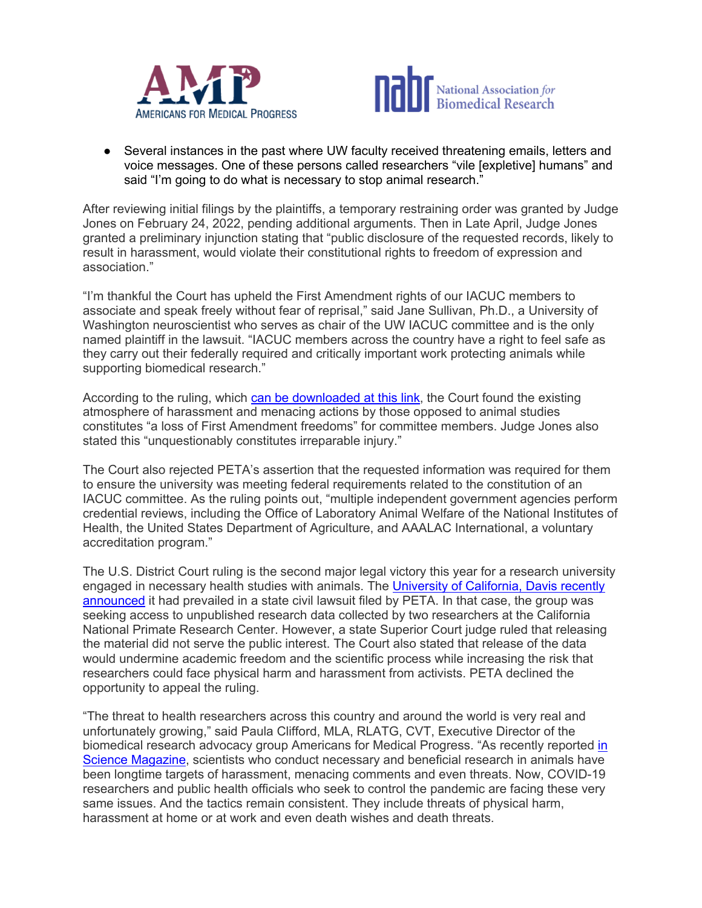- Several instances in the past where UW faculty received threatening emails, letters and voice messages. One of these persons called researchers "vile [expletive] humans" and said "I'm going to do what is necessary to stop animal research."

After reviewing initial filings by the plaintiffs, a temporary restraining order was granted by Judge Jones on February 24, 2022, pending additional arguments. Then in Late April, Judge Jones granted a preliminary injunction stating that "public disclosure of the requested records, likely to result in harassment, would violate their constitutional rights to freedom of expression and association."

"I'm thankful the Court has upheld the First Amendment rights of our IACUC members to associate and speak freely without fear of reprisal," said Jane Sullivan, Ph.D., a University of Washington neuroscientist who serves as chair of the UW IACUC committee and is the only named plaintiff in the lawsuit. "IACUC members across the country have a right to feel safe as they carry out their federally required and critically important work protecting animals while supporting biomedical research."

According to the ruling, which can be downloaded at this link, the Court found the existing atmosphere of harassment and menacing actions by those opposed to animal studies constitutes "a loss of First Amendment freedoms" for committee members. Judge Jones also stated this "unquestionably constitutes irreparable injury."

The Court also rejected PETA's assertion that the requested information was required for them to ensure the university was meeting federal requirements related to the constitution of an IACUC committee. As the ruling points out, "multiple independent government agencies perform credential reviews, including the Office of Laboratory Animal Welfare of the National Institutes of Health, the United States Department of Agriculture, and AAALAC International, a voluntary accreditation program."

The U.S. District Court ruling is the second major legal victory this year for a research university engaged in necessary health studies with animals. The University of California, Davis recently announced it had prevailed in a state civil lawsuit filed by PETA. In that case, the group was seeking access to unpublished research data collected by two researchers at the California National Primate Research Center. However, a state Superior Court judge ruled that releasing the material did not serve the public interest. The Court also stated that release of the data would undermine academic freedom and the scientific process while increasing the risk that researchers could face physical harm and harassment from activists. PETA declined the opportunity to appeal the ruling.

"The threat to health researchers across this country and around the world is very real and unfortunately growing," said Paula Clifford, MLA, RLATG, CVT, Executive Director of the biomedical research advocacy group Americans for Medical Progress. "As recently reported in Science Magazine, scientists who conduct necessary and beneficial research in animals have been longtime targets of harassment, menacing comments and even threats. Now, COVID-19 researchers and public health officials who seek to control the pandemic are facing these very same issues. And the tactics remain consistent. They include threats of physical harm, harassment at home or at work and even death wishes and death threats.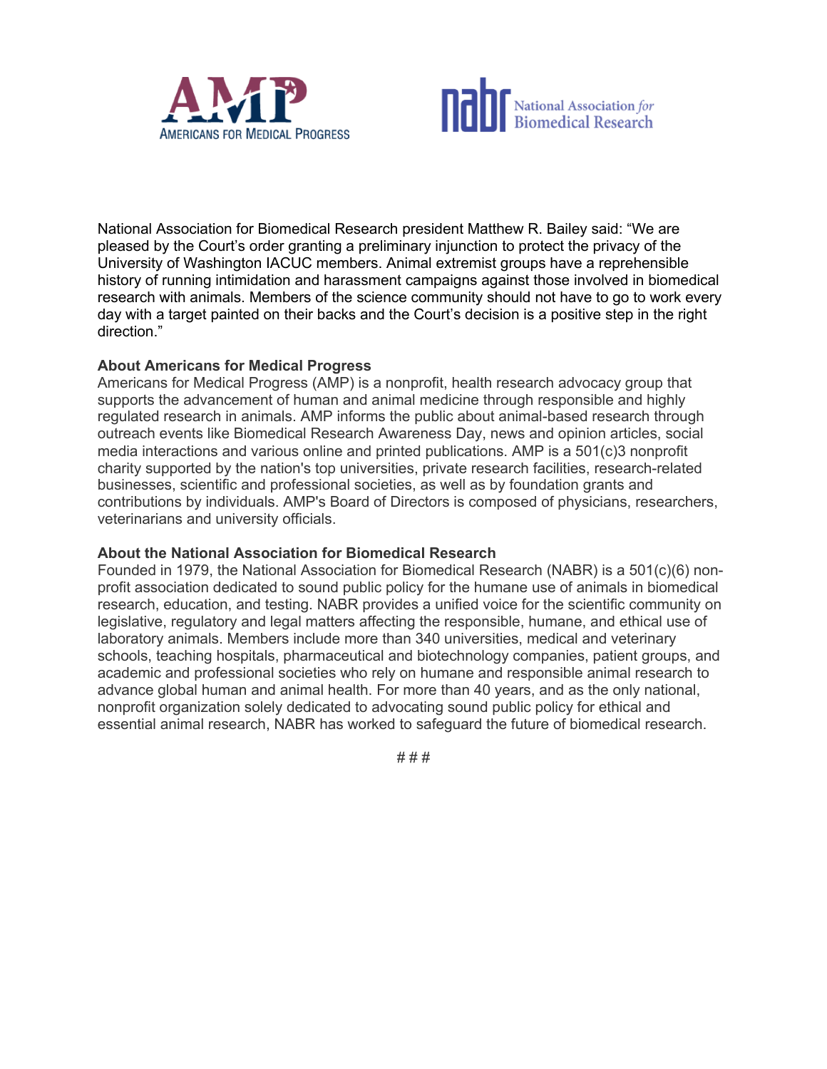National Association for Biomedical Research president Matthew R. Bailey said: "We are pleased by the Court's order granting a preliminary injunction to protect the privacy of the University of Washington IACUC members. Animal extremist groups have a reprehensible history of running intimidation and harassment campaigns against those involved in biomedical research with animals. Members of the science community should not have to go to work every day with a target painted on their backs and the Court's decision is a positive step in the right direction."

**About Americans for Medical Progress**

Americans for Medical Progress (AMP) is a nonprofit, health research advocacy group that supports the advancement of human and animal medicine through responsible and highly regulated research in animals. AMP informs the public about animal-based research through outreach events like Biomedical Research Awareness Day, news and opinion articles, social media interactions and various online and printed publications. AMP is a 501(c)3 nonprofit charity supported by the nation's top universities, private research facilities, research-related businesses, scientific and professional societies, as well as by foundation grants and contributions by individuals. AMP's Board of Directors is composed of physicians, researchers, veterinarians and university officials.

**About the National Association for Biomedical Research**

Founded in 1979, the National Association for Biomedical Research (NABR) is a 501(c)(6) non-profit association dedicated to sound public policy for the humane use of animals in biomedical research, education, and testing. NABR provides a unified voice for the scientific community on legislative, regulatory and legal matters affecting the responsible, humane, and ethical use of laboratory animals. Members include more than 340 universities, medical and veterinary schools, teaching hospitals, pharmaceutical and biotechnology companies, patient groups, and academic and professional societies who rely on humane and responsible animal research to advance global human and animal health. For more than 40 years, and as the only national, nonprofit organization solely dedicated to advocating sound public policy for ethical and essential animal research, NABR has worked to safeguard the future of biomedical research.

# # #